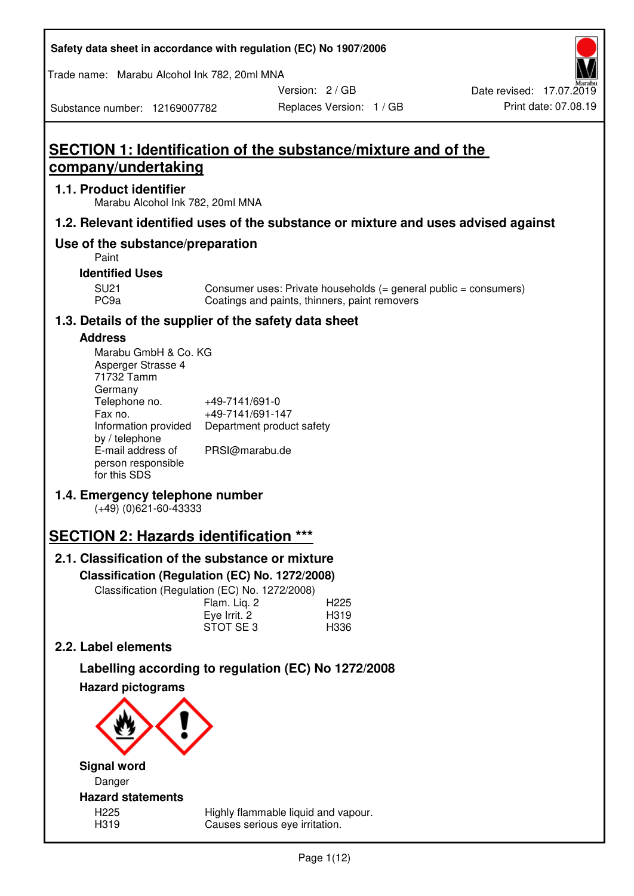Safety data sheet in accordance with regulation (EC) No 1907/2006

Trade name: Marabu Alcohol Ink 782, 20ml MNA

Version: 2 / GB
Replaces Version: 1 / GB
Date revised: 17.07.2019
Print date: 07.08.19
Substance number: 12169007782

# SECTION 1: Identification of the substance/mixture and of the company/undertaking

## 1.1. Product identifier

Marabu Alcohol Ink 782, 20ml MNA

## 1.2. Relevant identified uses of the substance or mixture and uses advised against

## Use of the substance/preparation

Paint

### Identified Uses

| | |
|---|---|
| SU21 | Consumer uses: Private households (= general public = consumers) |
| PC9a | Coatings and paints, thinners, paint removers |

## 1.3. Details of the supplier of the safety data sheet

### Address

Marabu GmbH & Co. KG
Asperger Strasse 4
71732 Tamm
Germany

| | |
|---|---|
| Telephone no. | +49-7141/691-0 |
| Fax no. | +49-7141/691-147 |
| Information provided by / telephone | Department product safety |
| E-mail address of person responsible for this SDS | PRSI@marabu.de |

## 1.4. Emergency telephone number

(+49) (0)621-60-43333

# SECTION 2: Hazards identification ***

## 2.1. Classification of the substance or mixture

### Classification (Regulation (EC) No. 1272/2008)

Classification (Regulation (EC) No. 1272/2008)

| | |
|---|---|
| Flam. Liq. 2 | H225 |
| Eye Irrit. 2 | H319 |
| STOT SE 3 | H336 |

## 2.2. Label elements

## Labelling according to regulation (EC) No 1272/2008

### Hazard pictograms

### Signal word

Danger

### Hazard statements

| | |
|---|---|
| H225 | Highly flammable liquid and vapour. |
| H319 | Causes serious eye irritation. |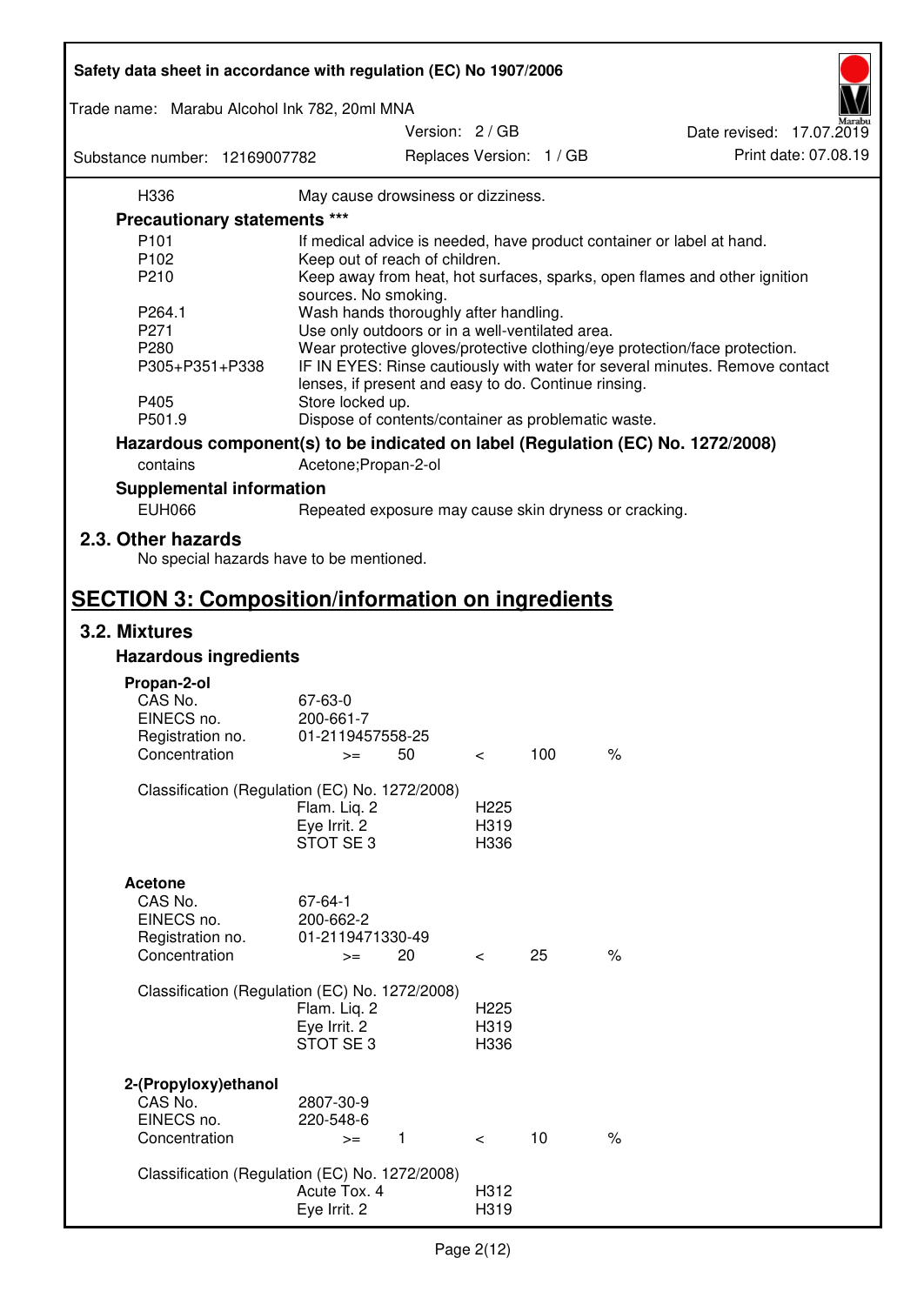| | |
|---|---|
| H336 | May cause drowsiness or dizziness. |

**Precautionary statements \*\*\***

| | |
|---|---|
| P101 | If medical advice is needed, have product container or label at hand. |
| P102 | Keep out of reach of children. |
| P210 | Keep away from heat, hot surfaces, sparks, open flames and other ignition sources. No smoking. |
| P264.1 | Wash hands thoroughly after handling. |
| P271 | Use only outdoors or in a well-ventilated area. |
| P280 | Wear protective gloves/protective clothing/eye protection/face protection. |
| P305+P351+P338 | IF IN EYES: Rinse cautiously with water for several minutes. Remove contact lenses, if present and easy to do. Continue rinsing. |
| P405 | Store locked up. |
| P501.9 | Dispose of contents/container as problematic waste. |

**Hazardous component(s) to be indicated on label (Regulation (EC) No. 1272/2008)**

| | |
|---|---|
| contains | Acetone;Propan-2-ol |

**Supplemental information**

| | |
|---|---|
| EUH066 | Repeated exposure may cause skin dryness or cracking. |

## 2.3. Other hazards

No special hazards have to be mentioned.

# SECTION 3: Composition/information on ingredients

## 3.2. Mixtures

### Hazardous ingredients

**Propan-2-ol**

| | |
|---|---|
| CAS No. | 67-63-0 |
| EINECS no. | 200-661-7 |
| Registration no. | 01-2119457558-25 |
| Concentration | >= 50 < 100 % |

Classification (Regulation (EC) No. 1272/2008)

| | |
|---|---|
| Flam. Liq. 2 | H225 |
| Eye Irrit. 2 | H319 |
| STOT SE 3 | H336 |

**Acetone**

| | |
|---|---|
| CAS No. | 67-64-1 |
| EINECS no. | 200-662-2 |
| Registration no. | 01-2119471330-49 |
| Concentration | >= 20 < 25 % |

Classification (Regulation (EC) No. 1272/2008)

| | |
|---|---|
| Flam. Liq. 2 | H225 |
| Eye Irrit. 2 | H319 |
| STOT SE 3 | H336 |

**2-(Propyloxy)ethanol**

| | |
|---|---|
| CAS No. | 2807-30-9 |
| EINECS no. | 220-548-6 |
| Concentration | >= 1 < 10 % |

Classification (Regulation (EC) No. 1272/2008)

| | |
|---|---|
| Acute Tox. 4 | H312 |
| Eye Irrit. 2 | H319 |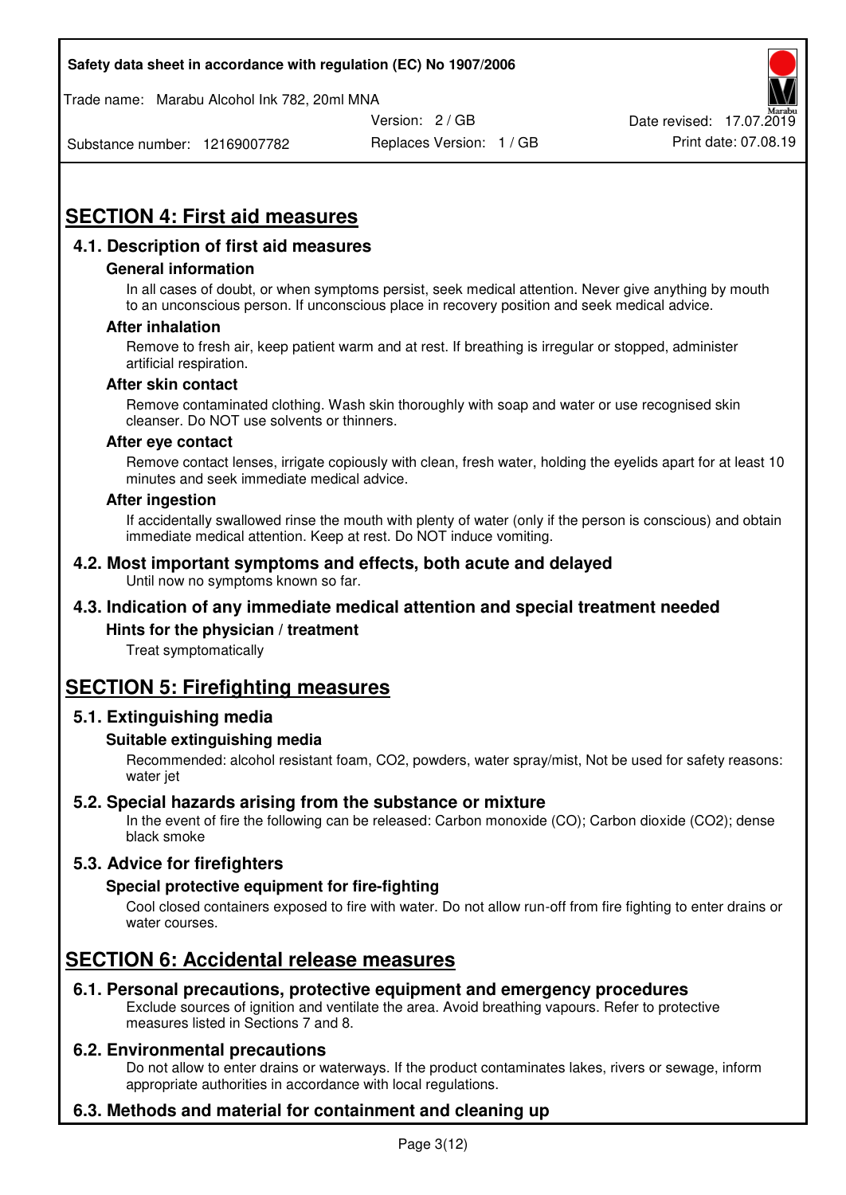## SECTION 4: First aid measures

### 4.1. Description of first aid measures

#### General information

In all cases of doubt, or when symptoms persist, seek medical attention. Never give anything by mouth to an unconscious person. If unconscious place in recovery position and seek medical advice.

#### After inhalation

Remove to fresh air, keep patient warm and at rest. If breathing is irregular or stopped, administer artificial respiration.

#### After skin contact

Remove contaminated clothing. Wash skin thoroughly with soap and water or use recognised skin cleanser. Do NOT use solvents or thinners.

#### After eye contact

Remove contact lenses, irrigate copiously with clean, fresh water, holding the eyelids apart for at least 10 minutes and seek immediate medical advice.

#### After ingestion

If accidentally swallowed rinse the mouth with plenty of water (only if the person is conscious) and obtain immediate medical attention. Keep at rest. Do NOT induce vomiting.

### 4.2. Most important symptoms and effects, both acute and delayed

Until now no symptoms known so far.

### 4.3. Indication of any immediate medical attention and special treatment needed

#### Hints for the physician / treatment

Treat symptomatically

## SECTION 5: Firefighting measures

### 5.1. Extinguishing media

#### Suitable extinguishing media

Recommended: alcohol resistant foam, $CO_2$, powders, water spray/mist, Not be used for safety reasons: water jet

### 5.2. Special hazards arising from the substance or mixture

In the event of fire the following can be released: Carbon monoxide (CO); Carbon dioxide ($CO_2$); dense black smoke

### 5.3. Advice for firefighters

#### Special protective equipment for fire-fighting

Cool closed containers exposed to fire with water. Do not allow run-off from fire fighting to enter drains or water courses.

## SECTION 6: Accidental release measures

### 6.1. Personal precautions, protective equipment and emergency procedures

Exclude sources of ignition and ventilate the area. Avoid breathing vapours. Refer to protective measures listed in Sections 7 and 8.

### 6.2. Environmental precautions

Do not allow to enter drains or waterways. If the product contaminates lakes, rivers or sewage, inform appropriate authorities in accordance with local regulations.

### 6.3. Methods and material for containment and cleaning up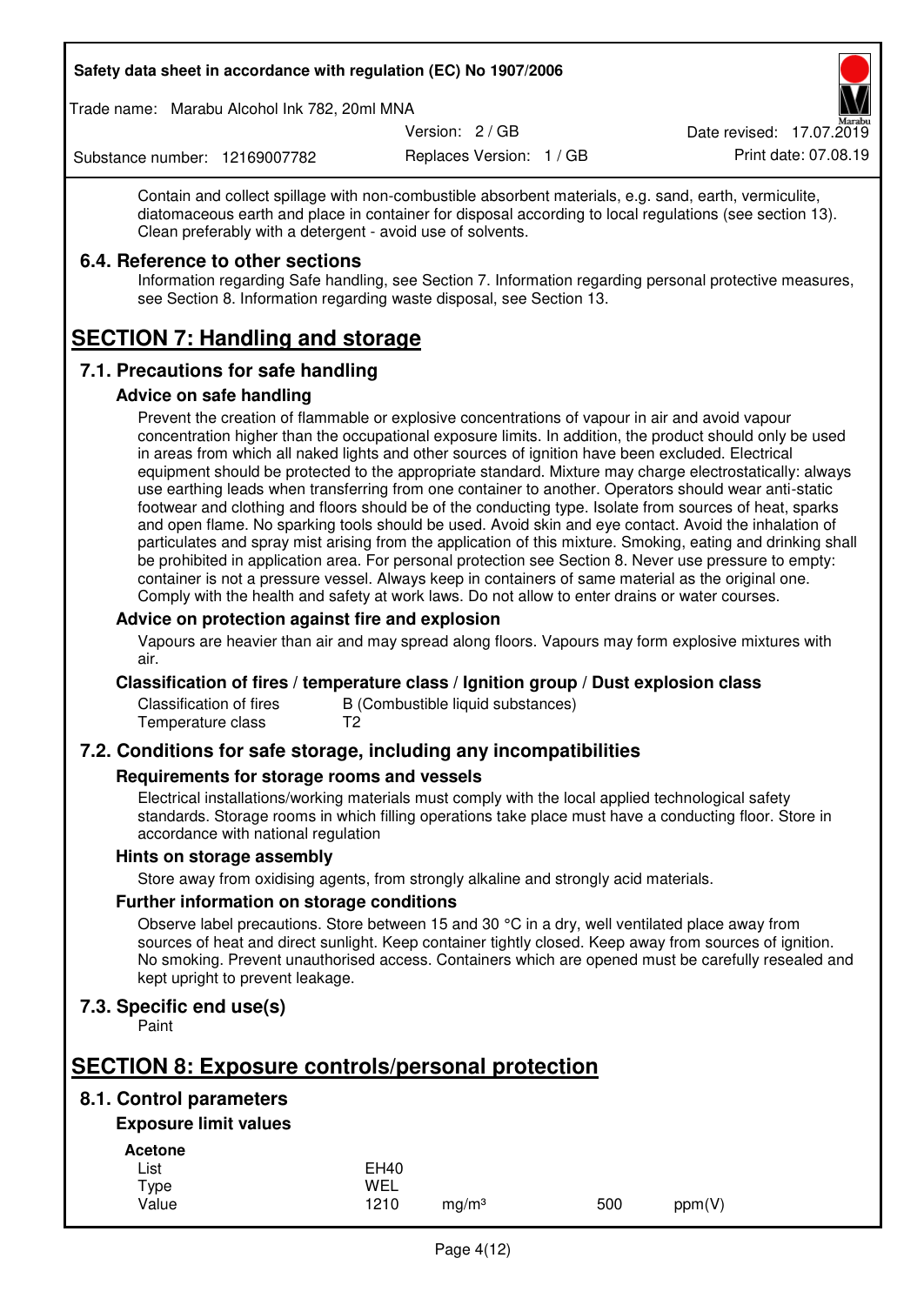Contain and collect spillage with non-combustible absorbent materials, e.g. sand, earth, vermiculite, diatomaceous earth and place in container for disposal according to local regulations (see section 13). Clean preferably with a detergent - avoid use of solvents.

### 6.4. Reference to other sections

Information regarding Safe handling, see Section 7. Information regarding personal protective measures, see Section 8. Information regarding waste disposal, see Section 13.

## SECTION 7: Handling and storage

### 7.1. Precautions for safe handling

#### Advice on safe handling

Prevent the creation of flammable or explosive concentrations of vapour in air and avoid vapour concentration higher than the occupational exposure limits. In addition, the product should only be used in areas from which all naked lights and other sources of ignition have been excluded. Electrical equipment should be protected to the appropriate standard. Mixture may charge electrostatically: always use earthing leads when transferring from one container to another. Operators should wear anti-static footwear and clothing and floors should be of the conducting type. Isolate from sources of heat, sparks and open flame. No sparking tools should be used. Avoid skin and eye contact. Avoid the inhalation of particulates and spray mist arising from the application of this mixture. Smoking, eating and drinking shall be prohibited in application area. For personal protection see Section 8. Never use pressure to empty: container is not a pressure vessel. Always keep in containers of same material as the original one. Comply with the health and safety at work laws. Do not allow to enter drains or water courses.

#### Advice on protection against fire and explosion

Vapours are heavier than air and may spread along floors. Vapours may form explosive mixtures with air.

#### Classification of fires / temperature class / Ignition group / Dust explosion class

| | |
|---|---|
| Classification of fires | B (Combustible liquid substances) |
| Temperature class | T2 |

### 7.2. Conditions for safe storage, including any incompatibilities

#### Requirements for storage rooms and vessels

Electrical installations/working materials must comply with the local applied technological safety standards. Storage rooms in which filling operations take place must have a conducting floor. Store in accordance with national regulation

#### Hints on storage assembly

Store away from oxidising agents, from strongly alkaline and strongly acid materials.

#### Further information on storage conditions

Observe label precautions. Store between 15 and 30 °C in a dry, well ventilated place away from sources of heat and direct sunlight. Keep container tightly closed. Keep away from sources of ignition. No smoking. Prevent unauthorised access. Containers which are opened must be carefully resealed and kept upright to prevent leakage.

### 7.3. Specific end use(s)

Paint

## SECTION 8: Exposure controls/personal protection

### 8.1. Control parameters

#### Exposure limit values

**Acetone**

| | | | | |
|---|---|---|---|---|
| List | EH40 | | | |
| Type | WEL | | | |
| Value | 1210 | mg/m³ | 500 | ppm(V) |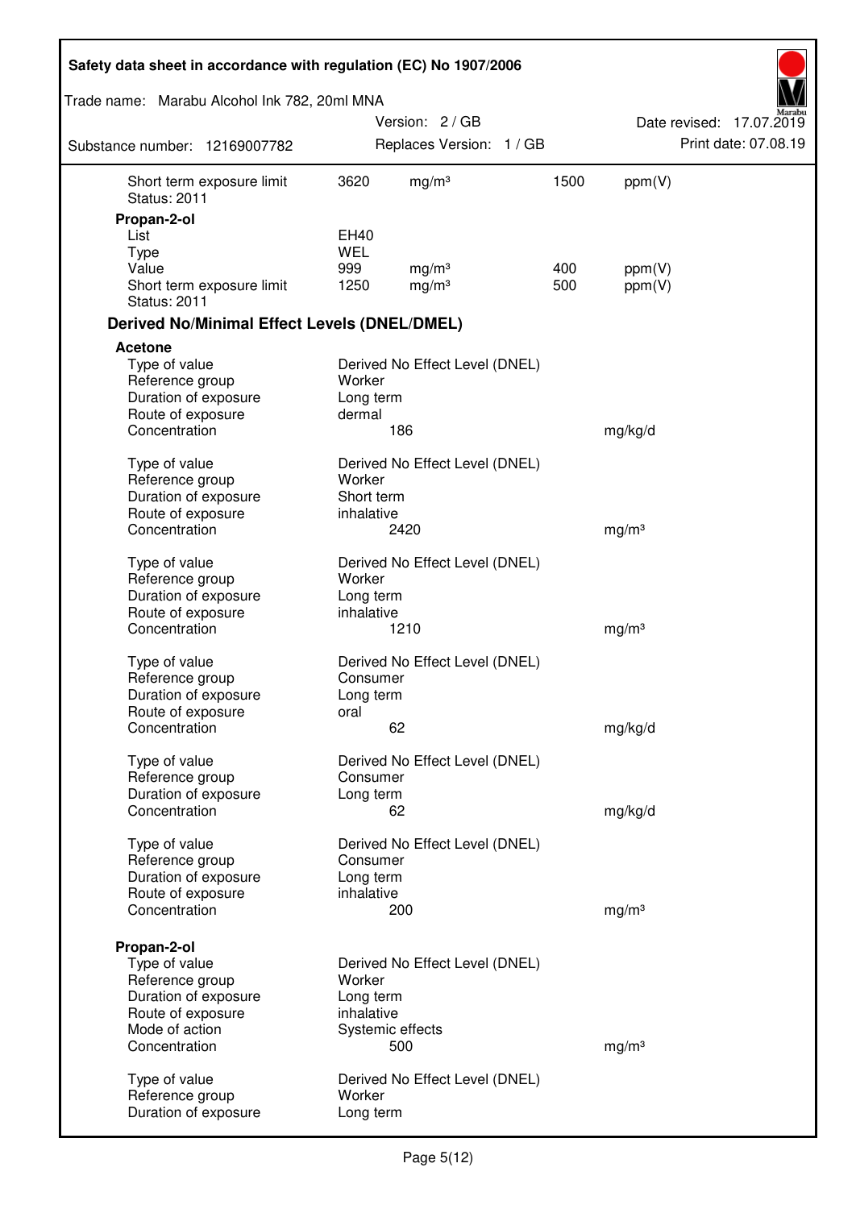| | | | | |
|---|---|---|---|---|
| Short term exposure limit | 3620 | mg/m³ | 1500 | ppm(V) |
| Status: 2011 | | | | |

**Propan-2-ol**

| | | | | |
|---|---|---|---|---|
| List | EH40 | | | |
| Type | WEL | | | |
| Value | 999 | mg/m³ | 400 | ppm(V) |
| Short term exposure limit | 1250 | mg/m³ | 500 | ppm(V) |
| Status: 2011 | | | | |

### Derived No/Minimal Effect Levels (DNEL/DMEL)

**Acetone**

| | | |
|---|---|---|
| Type of value | Derived No Effect Level (DNEL) | |
| Reference group | Worker | |
| Duration of exposure | Long term | |
| Route of exposure | dermal | |
| Concentration | 186 | mg/kg/d |

| | | |
|---|---|---|
| Type of value | Derived No Effect Level (DNEL) | |
| Reference group | Worker | |
| Duration of exposure | Short term | |
| Route of exposure | inhalative | |
| Concentration | 2420 | mg/m³ |

| | | |
|---|---|---|
| Type of value | Derived No Effect Level (DNEL) | |
| Reference group | Worker | |
| Duration of exposure | Long term | |
| Route of exposure | inhalative | |
| Concentration | 1210 | mg/m³ |

| | | |
|---|---|---|
| Type of value | Derived No Effect Level (DNEL) | |
| Reference group | Consumer | |
| Duration of exposure | Long term | |
| Route of exposure | oral | |
| Concentration | 62 | mg/kg/d |

| | | |
|---|---|---|
| Type of value | Derived No Effect Level (DNEL) | |
| Reference group | Consumer | |
| Duration of exposure | Long term | |
| Concentration | 62 | mg/kg/d |

| | | |
|---|---|---|
| Type of value | Derived No Effect Level (DNEL) | |
| Reference group | Consumer | |
| Duration of exposure | Long term | |
| Route of exposure | inhalative | |
| Concentration | 200 | mg/m³ |

**Propan-2-ol**

| | | |
|---|---|---|
| Type of value | Derived No Effect Level (DNEL) | |
| Reference group | Worker | |
| Duration of exposure | Long term | |
| Route of exposure | inhalative | |
| Mode of action | Systemic effects | |
| Concentration | 500 | mg/m³ |

| | |
|---|---|
| Type of value | Derived No Effect Level (DNEL) |
| Reference group | Worker |
| Duration of exposure | Long term |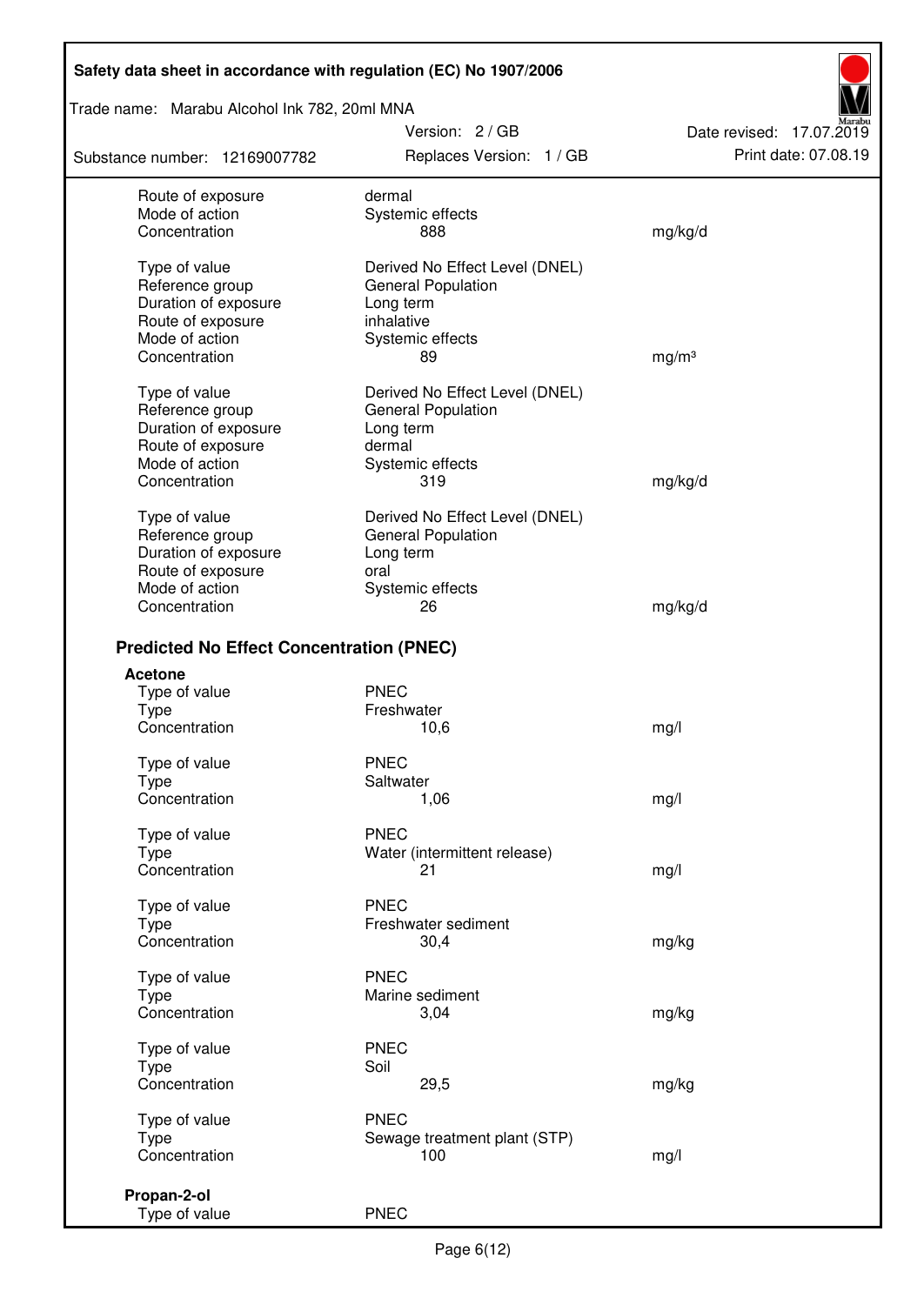| | | |
|---|---|---|
| Route of exposure | dermal | |
| Mode of action | Systemic effects | |
| Concentration | 888 | mg/kg/d |

| | | |
|---|---|---|
| Type of value | Derived No Effect Level (DNEL) | |
| Reference group | General Population | |
| Duration of exposure | Long term | |
| Route of exposure | inhalative | |
| Mode of action | Systemic effects | |
| Concentration | 89 | mg/m³ |

| | | |
|---|---|---|
| Type of value | Derived No Effect Level (DNEL) | |
| Reference group | General Population | |
| Duration of exposure | Long term | |
| Route of exposure | dermal | |
| Mode of action | Systemic effects | |
| Concentration | 319 | mg/kg/d |

| | | |
|---|---|---|
| Type of value | Derived No Effect Level (DNEL) | |
| Reference group | General Population | |
| Duration of exposure | Long term | |
| Route of exposure | oral | |
| Mode of action | Systemic effects | |
| Concentration | 26 | mg/kg/d |

## Predicted No Effect Concentration (PNEC)

**Acetone**

| | | |
|---|---|---|
| Type of value | PNEC | |
| Type | Freshwater | |
| Concentration | 10,6 | mg/l |

| | | |
|---|---|---|
| Type of value | PNEC | |
| Type | Saltwater | |
| Concentration | 1,06 | mg/l |

| | | |
|---|---|---|
| Type of value | PNEC | |
| Type | Water (intermittent release) | |
| Concentration | 21 | mg/l |

| | | |
|---|---|---|
| Type of value | PNEC | |
| Type | Freshwater sediment | |
| Concentration | 30,4 | mg/kg |

| | | |
|---|---|---|
| Type of value | PNEC | |
| Type | Marine sediment | |
| Concentration | 3,04 | mg/kg |

| | | |
|---|---|---|
| Type of value | PNEC | |
| Type | Soil | |
| Concentration | 29,5 | mg/kg |

| | | |
|---|---|---|
| Type of value | PNEC | |
| Type | Sewage treatment plant (STP) | |
| Concentration | 100 | mg/l |

**Propan-2-ol**

| | |
|---|---|
| Type of value | PNEC |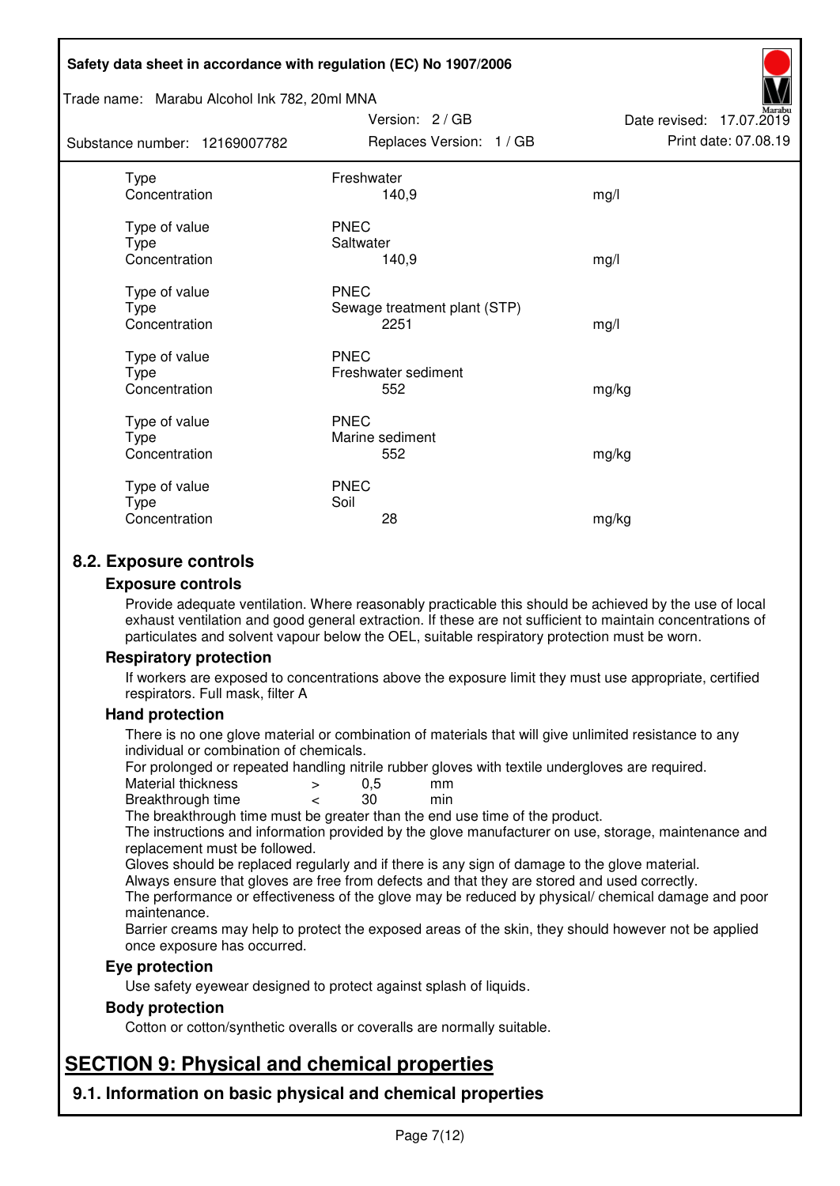| | | |
|---|---|---|
| Type | Freshwater | |
| Concentration | 140,9 | mg/l |
| | | |
| Type of value | PNEC | |
| Type | Saltwater | |
| Concentration | 140,9 | mg/l |
| | | |
| Type of value | PNEC | |
| Type | Sewage treatment plant (STP) | |
| Concentration | 2251 | mg/l |
| | | |
| Type of value | PNEC | |
| Type | Freshwater sediment | |
| Concentration | 552 | mg/kg |
| | | |
| Type of value | PNEC | |
| Type | Marine sediment | |
| Concentration | 552 | mg/kg |
| | | |
| Type of value | PNEC | |
| Type | Soil | |
| Concentration | 28 | mg/kg |

## 8.2. Exposure controls

### Exposure controls

Provide adequate ventilation. Where reasonably practicable this should be achieved by the use of local exhaust ventilation and good general extraction. If these are not sufficient to maintain concentrations of particulates and solvent vapour below the OEL, suitable respiratory protection must be worn.

### Respiratory protection

If workers are exposed to concentrations above the exposure limit they must use appropriate, certified respirators. Full mask, filter A

### Hand protection

There is no one glove material or combination of materials that will give unlimited resistance to any individual or combination of chemicals.

For prolonged or repeated handling nitrile rubber gloves with textile undergloves are required.

| | | | |
|---|---|---|---|
| Material thickness | > | 0,5 | mm |
| Breakthrough time | < | 30 | min |

The breakthrough time must be greater than the end use time of the product.

The instructions and information provided by the glove manufacturer on use, storage, maintenance and replacement must be followed.

Gloves should be replaced regularly and if there is any sign of damage to the glove material.

Always ensure that gloves are free from defects and that they are stored and used correctly.

The performance or effectiveness of the glove may be reduced by physical/ chemical damage and poor maintenance.

Barrier creams may help to protect the exposed areas of the skin, they should however not be applied once exposure has occurred.

### Eye protection

Use safety eyewear designed to protect against splash of liquids.

### Body protection

Cotton or cotton/synthetic overalls or coveralls are normally suitable.

# SECTION 9: Physical and chemical properties

## 9.1. Information on basic physical and chemical properties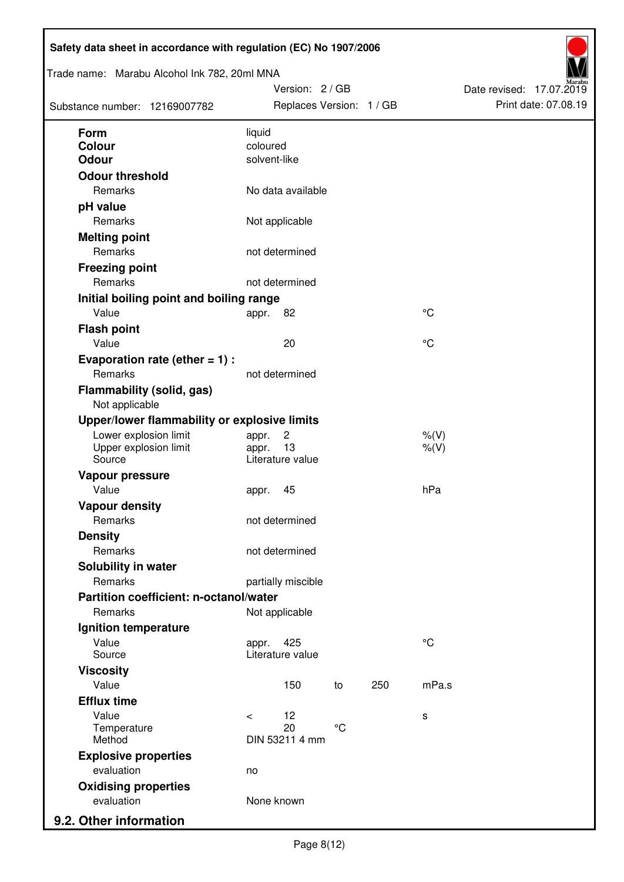| | | | | |
|---|---|---|---|---|
| **Form** | liquid | | | |
| **Colour** | coloured | | | |
| **Odour** | solvent-like | | | |
| **Odour threshold** | | | | |
| Remarks | No data available | | | |
| **pH value** | | | | |
| Remarks | Not applicable | | | |
| **Melting point** | | | | |
| Remarks | not determined | | | |
| **Freezing point** | | | | |
| Remarks | not determined | | | |
| **Initial boiling point and boiling range** | | | | |
| Value | appr. 82 | | | °C |
| **Flash point** | | | | |
| Value | 20 | | | °C |
| **Evaporation rate (ether = 1) :** | | | | |
| Remarks | not determined | | | |
| **Flammability (solid, gas)** | | | | |
| Not applicable | | | | |
| **Upper/lower flammability or explosive limits** | | | | |
| Lower explosion limit | appr. 2 | | | %(V) |
| Upper explosion limit | appr. 13 | | | %(V) |
| Source | Literature value | | | |
| **Vapour pressure** | | | | |
| Value | appr. 45 | | | hPa |
| **Vapour density** | | | | |
| Remarks | not determined | | | |
| **Density** | | | | |
| Remarks | not determined | | | |
| **Solubility in water** | | | | |
| Remarks | partially miscible | | | |
| **Partition coefficient: n-octanol/water** | | | | |
| Remarks | Not applicable | | | |
| **Ignition temperature** | | | | |
| Value | appr. 425 | | | °C |
| Source | Literature value | | | |
| **Viscosity** | | | | |
| Value | 150 | to | 250 | mPa.s |
| **Efflux time** | | | | |
| Value | < 12 | | | s |
| Temperature | 20 | °C | | |
| Method | DIN 53211 4 mm | | | |
| **Explosive properties** | | | | |
| evaluation | no | | | |
| **Oxidising properties** | | | | |
| evaluation | None known | | | |

## 9.2. Other information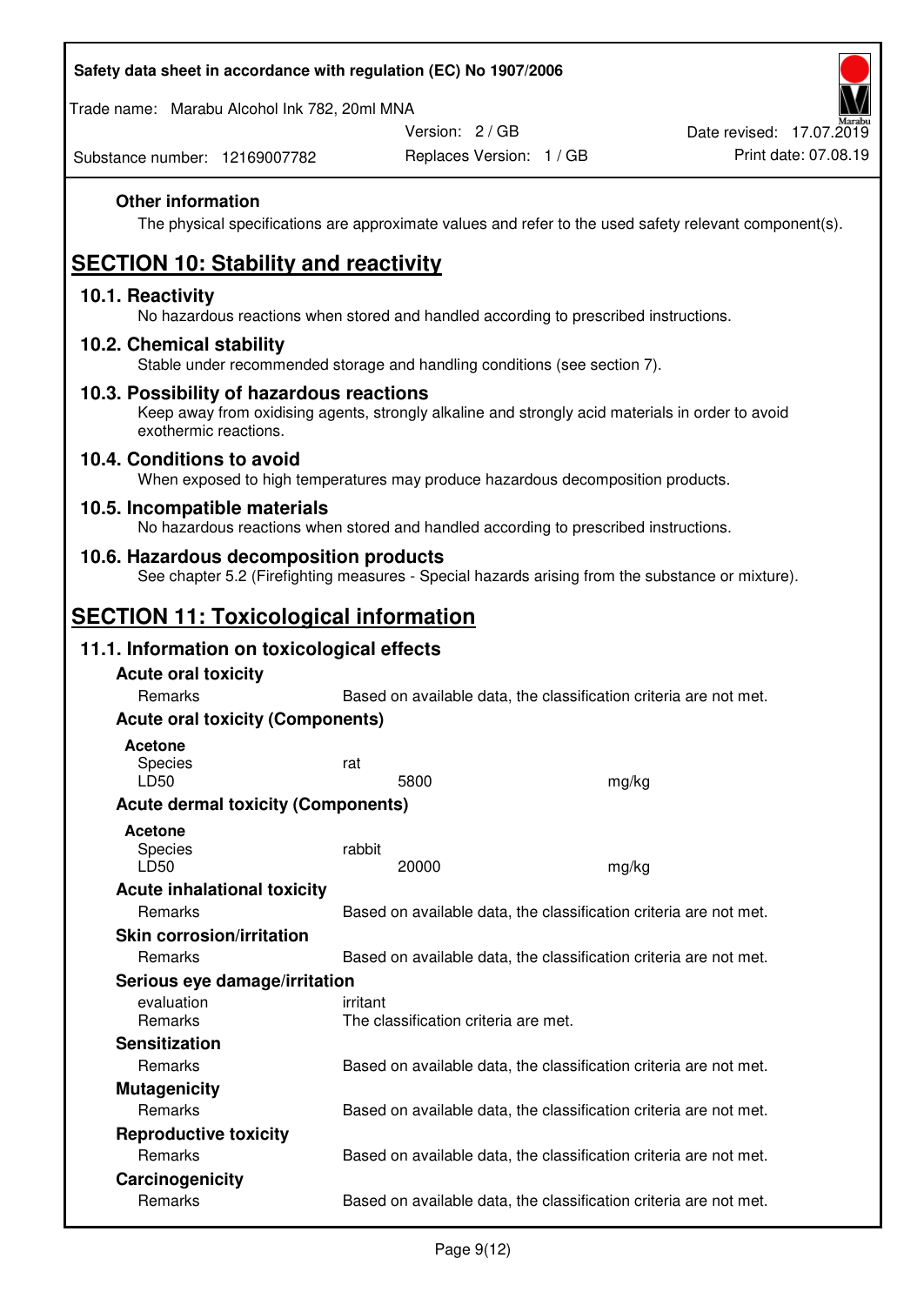**Other information**

The physical specifications are approximate values and refer to the used safety relevant component(s).

# SECTION 10: Stability and reactivity

## 10.1. Reactivity

No hazardous reactions when stored and handled according to prescribed instructions.

## 10.2. Chemical stability

Stable under recommended storage and handling conditions (see section 7).

## 10.3. Possibility of hazardous reactions

Keep away from oxidising agents, strongly alkaline and strongly acid materials in order to avoid exothermic reactions.

## 10.4. Conditions to avoid

When exposed to high temperatures may produce hazardous decomposition products.

## 10.5. Incompatible materials

No hazardous reactions when stored and handled according to prescribed instructions.

## 10.6. Hazardous decomposition products

See chapter 5.2 (Firefighting measures - Special hazards arising from the substance or mixture).

# SECTION 11: Toxicological information

## 11.1. Information on toxicological effects

**Acute oral toxicity**

| | |
|---|---|
| Remarks | Based on available data, the classification criteria are not met. |

**Acute oral toxicity (Components)**

**Acetone**

| | | |
|---|---|---|
| Species | rat | |
| LD50 | 5800 | mg/kg |

**Acute dermal toxicity (Components)**

**Acetone**

| | | |
|---|---|---|
| Species | rabbit | |
| LD50 | 20000 | mg/kg |

**Acute inhalational toxicity**

| | |
|---|---|
| Remarks | Based on available data, the classification criteria are not met. |

**Skin corrosion/irritation**

| | |
|---|---|
| Remarks | Based on available data, the classification criteria are not met. |

**Serious eye damage/irritation**

| | |
|---|---|
| evaluation | irritant |
| Remarks | The classification criteria are met. |

**Sensitization**

| | |
|---|---|
| Remarks | Based on available data, the classification criteria are not met. |

**Mutagenicity**

| | |
|---|---|
| Remarks | Based on available data, the classification criteria are not met. |

**Reproductive toxicity**

| | |
|---|---|
| Remarks | Based on available data, the classification criteria are not met. |

**Carcinogenicity**

| | |
|---|---|
| Remarks | Based on available data, the classification criteria are not met. |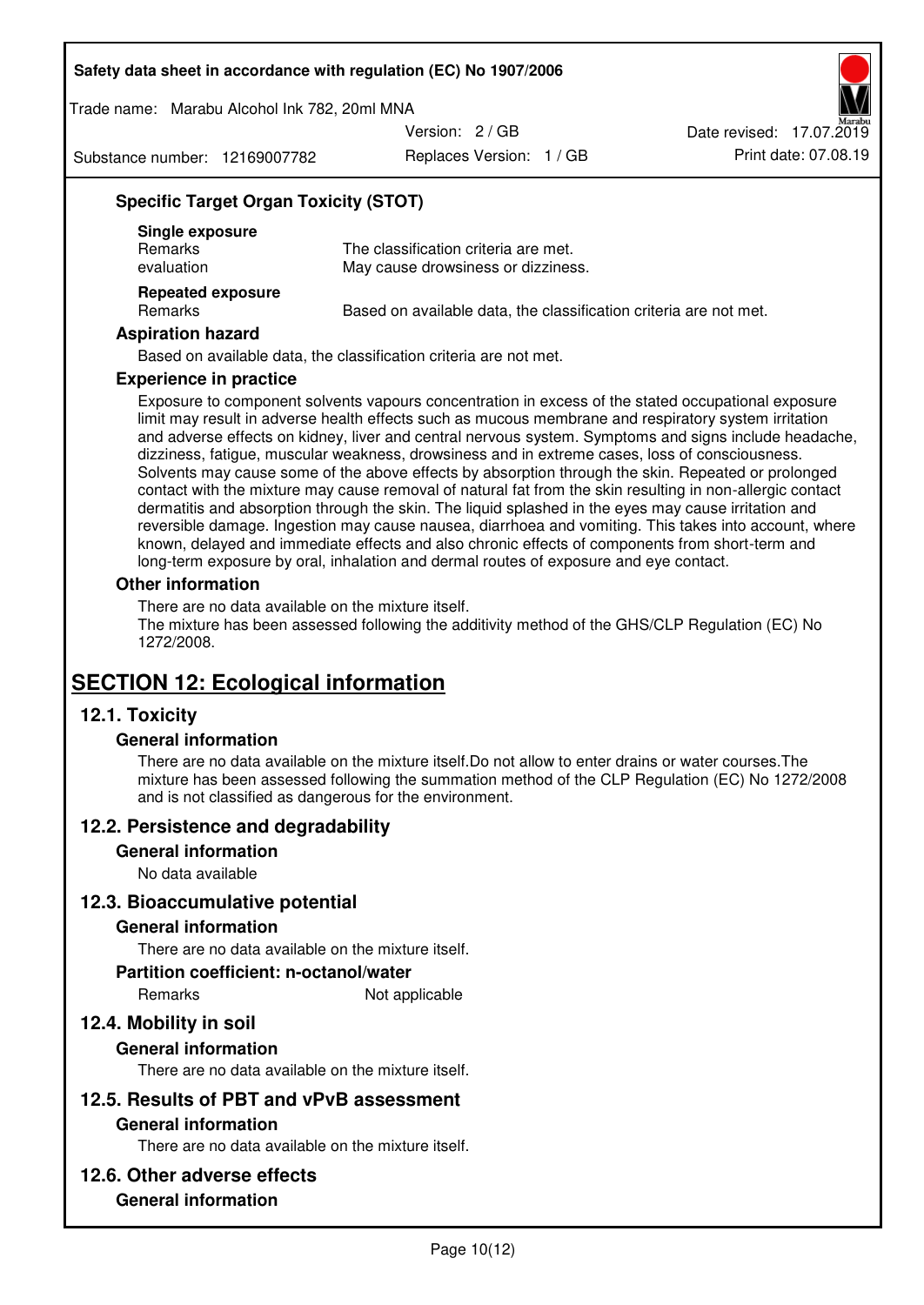### Specific Target Organ Toxicity (STOT)

**Single exposure**

| | |
|---|---|
| Remarks | The classification criteria are met. |
| evaluation | May cause drowsiness or dizziness. |

**Repeated exposure**

| | |
|---|---|
| Remarks | Based on available data, the classification criteria are not met. |

### Aspiration hazard

Based on available data, the classification criteria are not met.

### Experience in practice

Exposure to component solvents vapours concentration in excess of the stated occupational exposure limit may result in adverse health effects such as mucous membrane and respiratory system irritation and adverse effects on kidney, liver and central nervous system. Symptoms and signs include headache, dizziness, fatigue, muscular weakness, drowsiness and in extreme cases, loss of consciousness. Solvents may cause some of the above effects by absorption through the skin. Repeated or prolonged contact with the mixture may cause removal of natural fat from the skin resulting in non-allergic contact dermatitis and absorption through the skin. The liquid splashed in the eyes may cause irritation and reversible damage. Ingestion may cause nausea, diarrhoea and vomiting. This takes into account, where known, delayed and immediate effects and also chronic effects of components from short-term and long-term exposure by oral, inhalation and dermal routes of exposure and eye contact.

### Other information

There are no data available on the mixture itself.
The mixture has been assessed following the additivity method of the GHS/CLP Regulation (EC) No 1272/2008.

# SECTION 12: Ecological information

## 12.1. Toxicity

### General information

There are no data available on the mixture itself.Do not allow to enter drains or water courses.The mixture has been assessed following the summation method of the CLP Regulation (EC) No 1272/2008 and is not classified as dangerous for the environment.

## 12.2. Persistence and degradability

### General information

No data available

## 12.3. Bioaccumulative potential

### General information

There are no data available on the mixture itself.

### Partition coefficient: n-octanol/water

| | |
|---|---|
| Remarks | Not applicable |

## 12.4. Mobility in soil

### General information

There are no data available on the mixture itself.

## 12.5. Results of PBT and vPvB assessment

### General information

There are no data available on the mixture itself.

## 12.6. Other adverse effects

### General information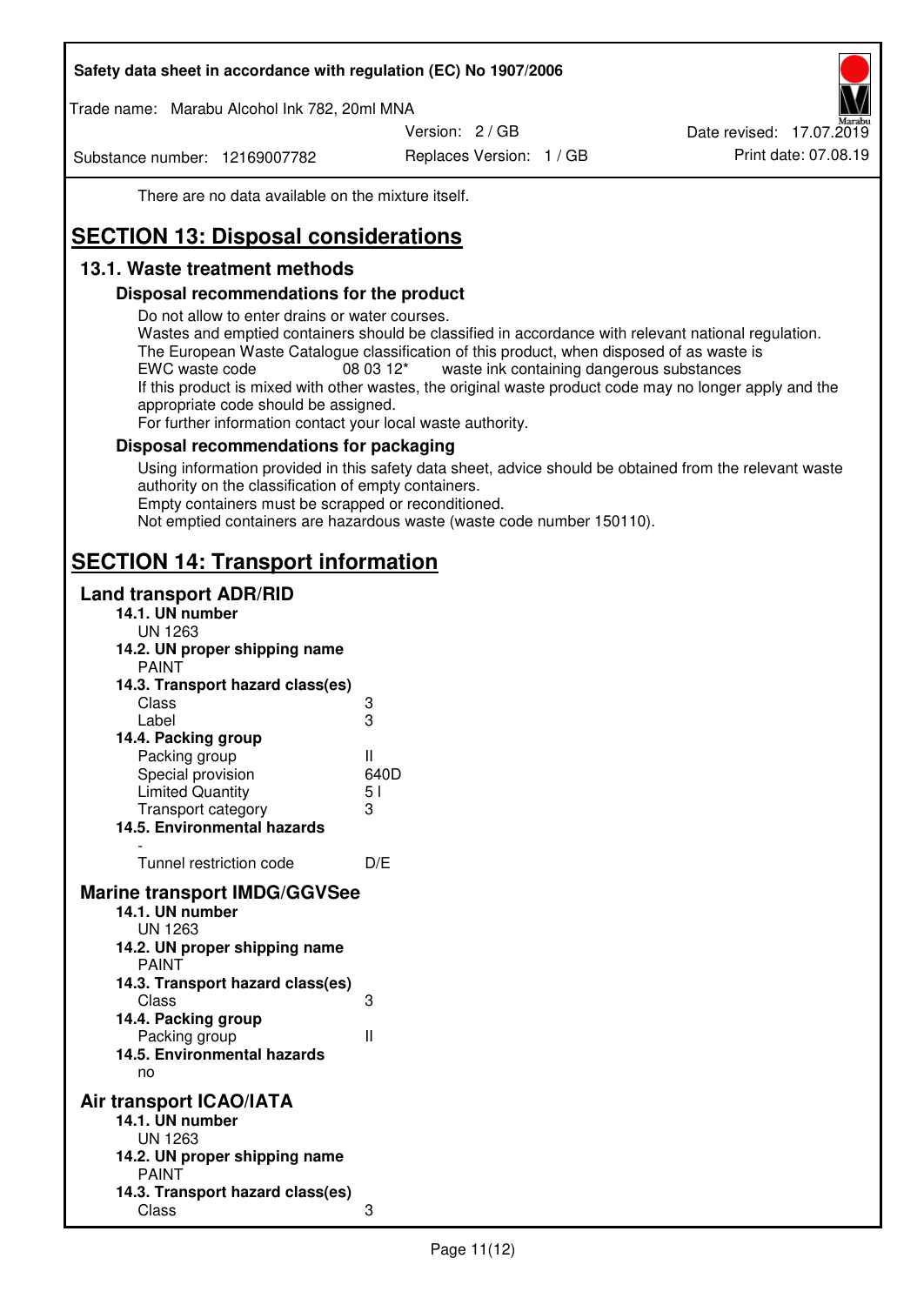There are no data available on the mixture itself.

# SECTION 13: Disposal considerations

## 13.1. Waste treatment methods

### Disposal recommendations for the product

Do not allow to enter drains or water courses.
Wastes and emptied containers should be classified in accordance with relevant national regulation.
The European Waste Catalogue classification of this product, when disposed of as waste is
EWC waste code 08 03 12* waste ink containing dangerous substances
If this product is mixed with other wastes, the original waste product code may no longer apply and the appropriate code should be assigned.
For further information contact your local waste authority.

### Disposal recommendations for packaging

Using information provided in this safety data sheet, advice should be obtained from the relevant waste authority on the classification of empty containers.
Empty containers must be scrapped or reconditioned.
Not emptied containers are hazardous waste (waste code number 150110).

# SECTION 14: Transport information

## Land transport ADR/RID

**14.1. UN number**
UN 1263

**14.2. UN proper shipping name**
PAINT

**14.3. Transport hazard class(es)**

| | |
|---|---|
| Class | 3 |
| Label | 3 |

**14.4. Packing group**

| | |
|---|---|
| Packing group | II |
| Special provision | 640D |
| Limited Quantity | 5 l |
| Transport category | 3 |

**14.5. Environmental hazards**
-

| | |
|---|---|
| Tunnel restriction code | D/E |

## Marine transport IMDG/GGVSee

**14.1. UN number**
UN 1263

**14.2. UN proper shipping name**
PAINT

**14.3. Transport hazard class(es)**

| | |
|---|---|
| Class | 3 |

**14.4. Packing group**

| | |
|---|---|
| Packing group | II |

**14.5. Environmental hazards**
no

## Air transport ICAO/IATA

**14.1. UN number**
UN 1263

**14.2. UN proper shipping name**
PAINT

**14.3. Transport hazard class(es)**

| | |
|---|---|
| Class | 3 |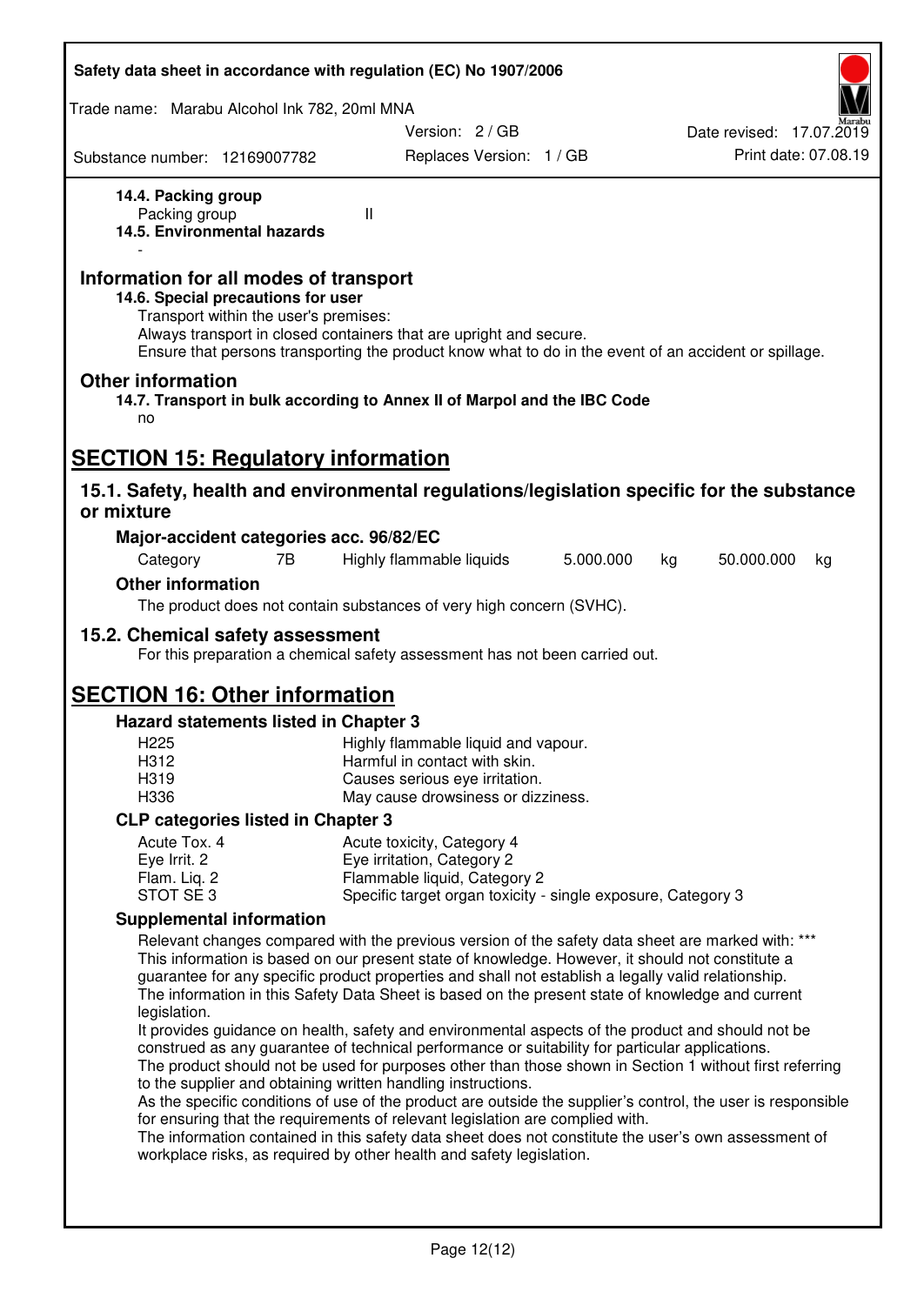**14.4. Packing group**

Packing group II

**14.5. Environmental hazards**

-

## Information for all modes of transport

**14.6. Special precautions for user**

Transport within the user's premises:
Always transport in closed containers that are upright and secure.
Ensure that persons transporting the product know what to do in the event of an accident or spillage.

## Other information

**14.7. Transport in bulk according to Annex II of Marpol and the IBC Code**

no

# SECTION 15: Regulatory information

## 15.1. Safety, health and environmental regulations/legislation specific for the substance or mixture

### Major-accident categories acc. 96/82/EC

| | | | | | | |
|---|---|---|---|---|---|---|
| Category | 7B | Highly flammable liquids | 5.000.000 | kg | 50.000.000 | kg |

### Other information

The product does not contain substances of very high concern (SVHC).

## 15.2. Chemical safety assessment

For this preparation a chemical safety assessment has not been carried out.

# SECTION 16: Other information

### Hazard statements listed in Chapter 3

| | |
|---|---|
| H225 | Highly flammable liquid and vapour. |
| H312 | Harmful in contact with skin. |
| H319 | Causes serious eye irritation. |
| H336 | May cause drowsiness or dizziness. |

### CLP categories listed in Chapter 3

| | |
|---|---|
| Acute Tox. 4 | Acute toxicity, Category 4 |
| Eye Irrit. 2 | Eye irritation, Category 2 |
| Flam. Liq. 2 | Flammable liquid, Category 2 |
| STOT SE 3 | Specific target organ toxicity - single exposure, Category 3 |

### Supplemental information

Relevant changes compared with the previous version of the safety data sheet are marked with: ***
This information is based on our present state of knowledge. However, it should not constitute a guarantee for any specific product properties and shall not establish a legally valid relationship.
The information in this Safety Data Sheet is based on the present state of knowledge and current legislation.
It provides guidance on health, safety and environmental aspects of the product and should not be construed as any guarantee of technical performance or suitability for particular applications.
The product should not be used for purposes other than those shown in Section 1 without first referring to the supplier and obtaining written handling instructions.
As the specific conditions of use of the product are outside the supplier's control, the user is responsible for ensuring that the requirements of relevant legislation are complied with.
The information contained in this safety data sheet does not constitute the user's own assessment of workplace risks, as required by other health and safety legislation.